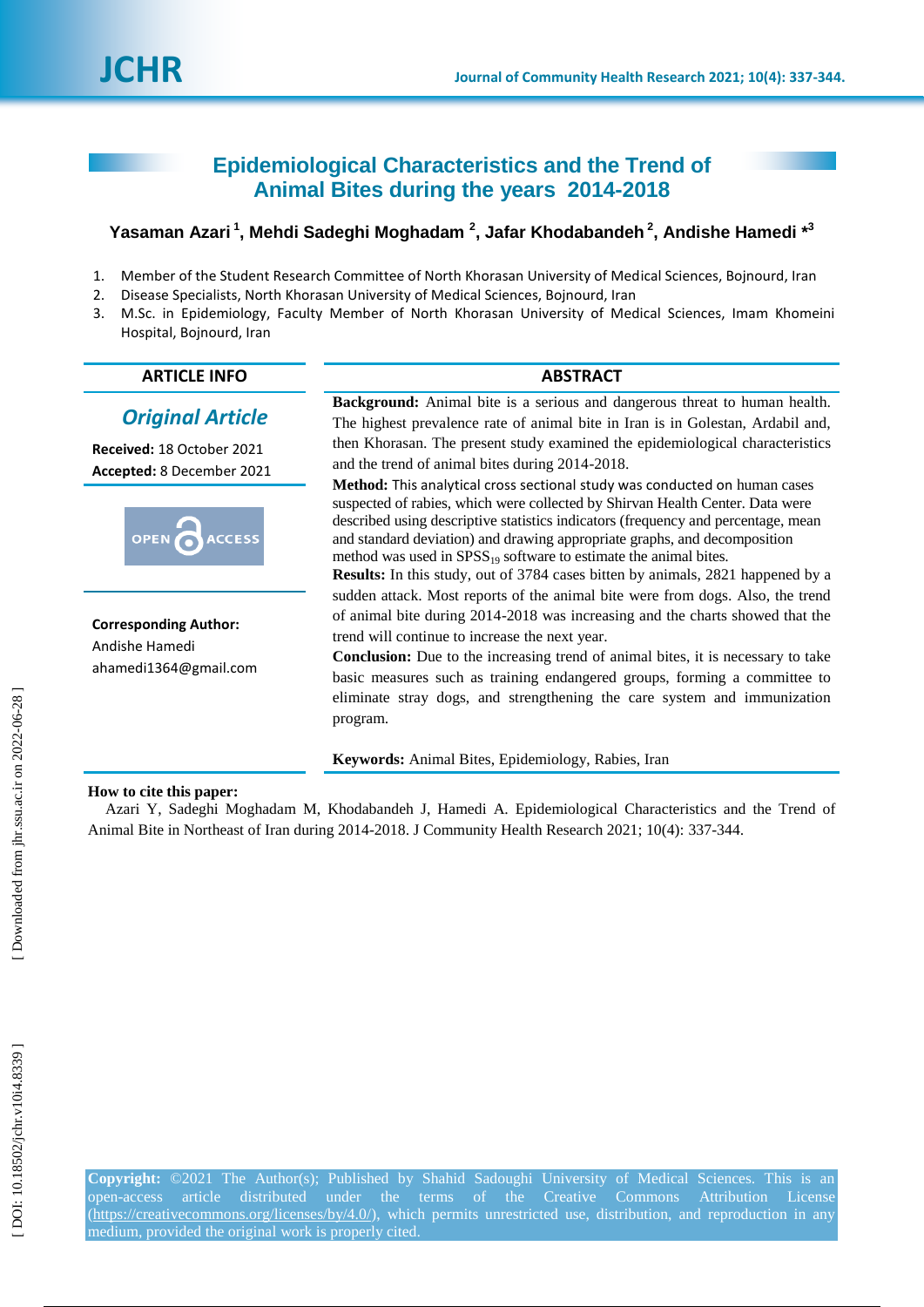# Epidemiological Characteristics and the Trend of Animal Bites during the years 2014-2018

**Yasaman Azari [1], Mehdi Sadeghi Moghadam [2], Jafar Khodabandeh [2], Andishe Hamedi *[3]**

1. Member of the Student Research Committee of North Khorasan University of Medical Sciences, Bojnourd, Iran
2. Disease Specialists, North Khorasan University of Medical Sciences, Bojnourd, Iran
3. M.Sc. in Epidemiology, Faculty Member of North Khorasan University of Medical Sciences, Imam Khomeini Hospital, Bojnourd, Iran

## ARTICLE INFO

***Original Article***

**Received:** 18 October 2021
**Accepted:** 8 December 2021

OPEN ACCESS

**Corresponding Author:**
Andishe Hamedi
ahamedi1364@gmail.com

## ABSTRACT

**Background:** Animal bite is a serious and dangerous threat to human health. The highest prevalence rate of animal bite in Iran is in Golestan, Ardabil and, then Khorasan. The present study examined the epidemiological characteristics and the trend of animal bites during 2014-2018.

**Method:** This analytical cross sectional study was conducted on human cases suspected of rabies, which were collected by Shirvan Health Center. Data were described using descriptive statistics indicators (frequency and percentage, mean and standard deviation) and drawing appropriate graphs, and decomposition method was used in $SPSS_{19}$ software to estimate the animal bites.

**Results:** In this study, out of 3784 cases bitten by animals, 2821 happened by a sudden attack. Most reports of the animal bite were from dogs. Also, the trend of animal bite during 2014-2018 was increasing and the charts showed that the trend will continue to increase the next year.

**Conclusion:** Due to the increasing trend of animal bites, it is necessary to take basic measures such as training endangered groups, forming a committee to eliminate stray dogs, and strengthening the care system and immunization program.

**Keywords:** Animal Bites, Epidemiology, Rabies, Iran

**How to cite this paper:**
Azari Y, Sadeghi Moghadam M, Khodabandeh J, Hamedi A. Epidemiological Characteristics and the Trend of Animal Bite in Northeast of Iran during 2014-2018. J Community Health Research 2021; 10(4): 337-344.

**Copyright:** ©2021 The Author(s); Published by Shahid Sadoughi University of Medical Sciences. This is an open-access article distributed under the terms of the Creative Commons Attribution License (https://creativecommons.org/licenses/by/4.0/), which permits unrestricted use, distribution, and reproduction in any medium, provided the original work is properly cited.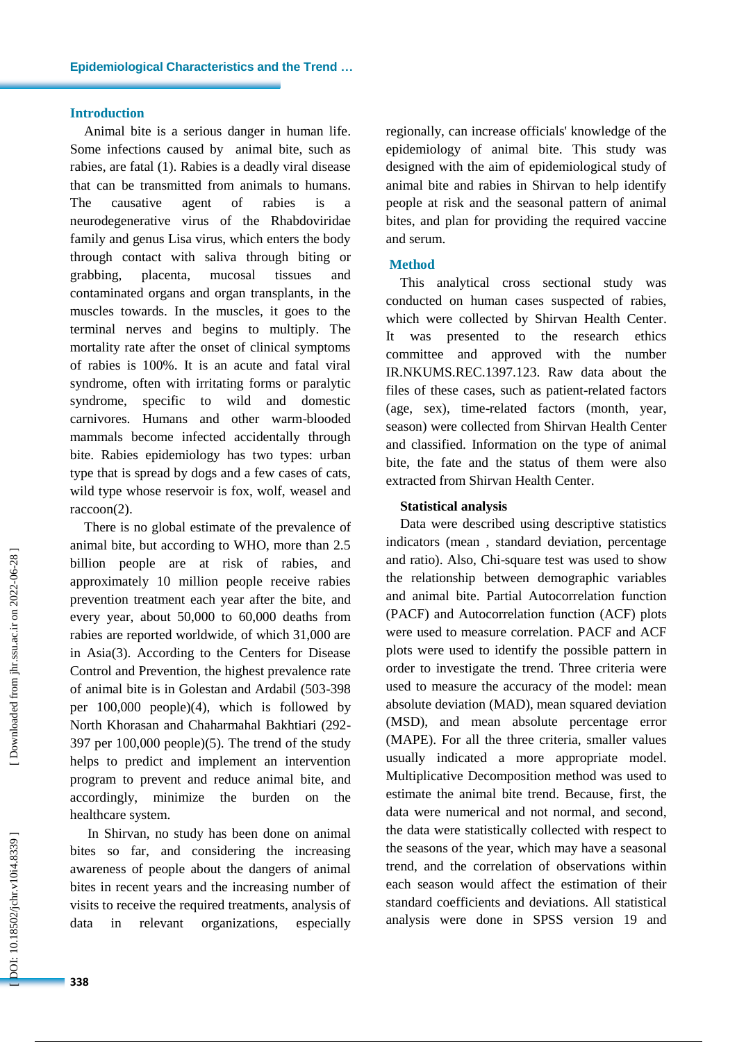## Introduction

Animal bite is a serious danger in human life. Some infections caused by animal bite, such as rabies, are fatal (1). Rabies is a deadly viral disease that can be transmitted from animals to humans. The causative agent of rabies is a neurodegenerative virus of the Rhabdoviridae family and genus Lisa virus, which enters the body through contact with saliva through biting or grabbing, placenta, mucosal tissues and contaminated organs and organ transplants, in the muscles towards. In the muscles, it goes to the terminal nerves and begins to multiply. The mortality rate after the onset of clinical symptoms of rabies is 100%. It is an acute and fatal viral syndrome, often with irritating forms or paralytic syndrome, specific to wild and domestic carnivores. Humans and other warm-blooded mammals become infected accidentally through bite. Rabies epidemiology has two types: urban type that is spread by dogs and a few cases of cats, wild type whose reservoir is fox, wolf, weasel and raccoon(2).

There is no global estimate of the prevalence of animal bite, but according to WHO, more than 2.5 billion people are at risk of rabies, and approximately 10 million people receive rabies prevention treatment each year after the bite, and every year, about 50,000 to 60,000 deaths from rabies are reported worldwide, of which 31,000 are in Asia(3). According to the Centers for Disease Control and Prevention, the highest prevalence rate of animal bite is in Golestan and Ardabil (503-398 per 100,000 people)(4), which is followed by North Khorasan and Chaharmahal Bakhtiari (292-397 per 100,000 people)(5). The trend of the study helps to predict and implement an intervention program to prevent and reduce animal bite, and accordingly, minimize the burden on the healthcare system.

In Shirvan, no study has been done on animal bites so far, and considering the increasing awareness of people about the dangers of animal bites in recent years and the increasing number of visits to receive the required treatments, analysis of data in relevant organizations, especially regionally, can increase officials' knowledge of the epidemiology of animal bite. This study was designed with the aim of epidemiological study of animal bite and rabies in Shirvan to help identify people at risk and the seasonal pattern of animal bites, and plan for providing the required vaccine and serum.

## Method

This analytical cross sectional study was conducted on human cases suspected of rabies, which were collected by Shirvan Health Center. It was presented to the research ethics committee and approved with the number IR.NKUMS.REC.1397.123. Raw data about the files of these cases, such as patient-related factors (age, sex), time-related factors (month, year, season) were collected from Shirvan Health Center and classified. Information on the type of animal bite, the fate and the status of them were also extracted from Shirvan Health Center.

### Statistical analysis

Data were described using descriptive statistics indicators (mean , standard deviation, percentage and ratio). Also, Chi-square test was used to show the relationship between demographic variables and animal bite. Partial Autocorrelation function (PACF) and Autocorrelation function (ACF) plots were used to measure correlation. PACF and ACF plots were used to identify the possible pattern in order to investigate the trend. Three criteria were used to measure the accuracy of the model: mean absolute deviation (MAD), mean squared deviation (MSD), and mean absolute percentage error (MAPE). For all the three criteria, smaller values usually indicated a more appropriate model. Multiplicative Decomposition method was used to estimate the animal bite trend. Because, first, the data were numerical and not normal, and second, the data were statistically collected with respect to the seasons of the year, which may have a seasonal trend, and the correlation of observations within each season would affect the estimation of their standard coefficients and deviations. All statistical analysis were done in SPSS version 19 and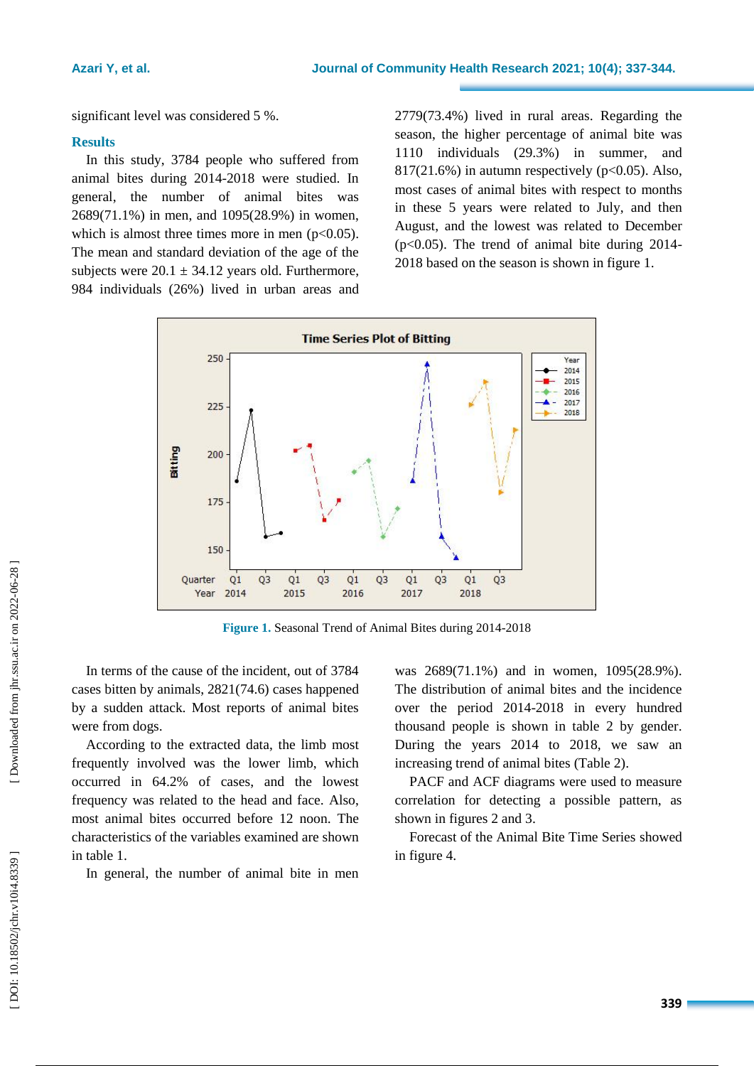significant level was considered 5 %.

## Results

In this study, 3784 people who suffered from animal bites during 2014-2018 were studied. In general, the number of animal bites was 2689(71.1%) in men, and 1095(28.9%) in women, which is almost three times more in men ($p<0.05$). The mean and standard deviation of the age of the subjects were 20.1 ± 34.12 years old. Furthermore, 984 individuals (26%) lived in urban areas and 2779(73.4%) lived in rural areas. Regarding the season, the higher percentage of animal bite was 1110 individuals (29.3%) in summer, and 817(21.6%) in autumn respectively ($p<0.05$). Also, most cases of animal bites with respect to months in these 5 years were related to July, and then August, and the lowest was related to December ($p<0.05$). The trend of animal bite during 2014-2018 based on the season is shown in figure 1.

**Figure 1.** Seasonal Trend of Animal Bites during 2014-2018

In terms of the cause of the incident, out of 3784 cases bitten by animals, 2821(74.6) cases happened by a sudden attack. Most reports of animal bites were from dogs.

According to the extracted data, the limb most frequently involved was the lower limb, which occurred in 64.2% of cases, and the lowest frequency was related to the head and face. Also, most animal bites occurred before 12 noon. The characteristics of the variables examined are shown in table 1.

In general, the number of animal bite in men was 2689(71.1%) and in women, 1095(28.9%). The distribution of animal bites and the incidence over the period 2014-2018 in every hundred thousand people is shown in table 2 by gender. During the years 2014 to 2018, we saw an increasing trend of animal bites (Table 2).

PACF and ACF diagrams were used to measure correlation for detecting a possible pattern, as shown in figures 2 and 3.

Forecast of the Animal Bite Time Series showed in figure 4.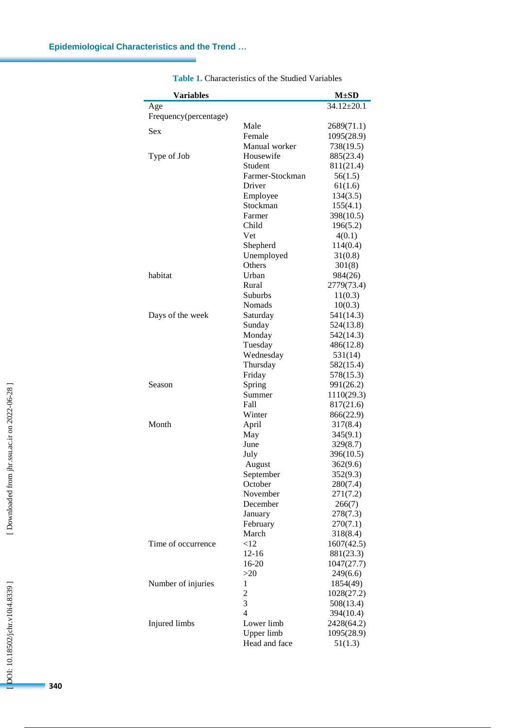**Table 1.** Characteristics of the Studied Variables

| Variables | | M±SD |
|---|---|---|
| Age | | 34.12±20.1 |
| Frequency(percentage) | | |
| Sex | Male | 2689(71.1) |
| | Female | 1095(28.9) |
| Type of Job | Manual worker | 738(19.5) |
| | Housewife | 885(23.4) |
| | Student | 811(21.4) |
| | Farmer-Stockman | 56(1.5) |
| | Driver | 61(1.6) |
| | Employee | 134(3.5) |
| | Stockman | 155(4.1) |
| | Farmer | 398(10.5) |
| | Child | 196(5.2) |
| | Vet | 4(0.1) |
| | Shepherd | 114(0.4) |
| | Unemployed | 31(0.8) |
| | Others | 301(8) |
| habitat | Urban | 984(26) |
| | Rural | 2779(73.4) |
| | Suburbs | 11(0.3) |
| | Nomads | 10(0.3) |
| Days of the week | Saturday | 541(14.3) |
| | Sunday | 524(13.8) |
| | Monday | 542(14.3) |
| | Tuesday | 486(12.8) |
| | Wednesday | 531(14) |
| | Thursday | 582(15.4) |
| | Friday | 578(15.3) |
| Season | Spring | 991(26.2) |
| | Summer | 1110(29.3) |
| | Fall | 817(21.6) |
| | Winter | 866(22.9) |
| Month | April | 317(8.4) |
| | May | 345(9.1) |
| | June | 329(8.7) |
| | July | 396(10.5) |
| | August | 362(9.6) |
| | September | 352(9.3) |
| | October | 280(7.4) |
| | November | 271(7.2) |
| | December | 266(7) |
| | January | 278(7.3) |
| | February | 270(7.1) |
| | March | 318(8.4) |
| Time of occurrence | <12 | 1607(42.5) |
| | 12-16 | 881(23.3) |
| | 16-20 | 1047(27.7) |
| | >20 | 249(6.6) |
| Number of injuries | 1 | 1854(49) |
| | 2 | 1028(27.2) |
| | 3 | 508(13.4) |
| | 4 | 394(10.4) |
| Injured limbs | Lower limb | 2428(64.2) |
| | Upper limb | 1095(28.9) |
| | Head and face | 51(1.3) |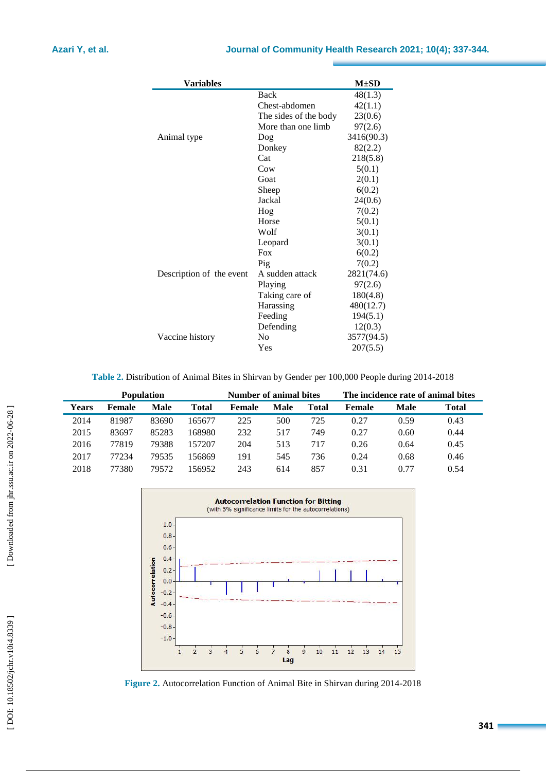| Variables | | M±SD |
|---|---|---|
| | Back | 48(1.3) |
| | Chest-abdomen | 42(1.1) |
| | The sides of the body | 23(0.6) |
| | More than one limb | 97(2.6) |
| Animal type | Dog | 3416(90.3) |
| | Donkey | 82(2.2) |
| | Cat | 218(5.8) |
| | Cow | 5(0.1) |
| | Goat | 2(0.1) |
| | Sheep | 6(0.2) |
| | Jackal | 24(0.6) |
| | Hog | 7(0.2) |
| | Horse | 5(0.1) |
| | Wolf | 3(0.1) |
| | Leopard | 3(0.1) |
| | Fox | 6(0.2) |
| | Pig | 7(0.2) |
| Description of the event | A sudden attack | 2821(74.6) |
| | Playing | 97(2.6) |
| | Taking care of | 180(4.8) |
| | Harassing | 480(12.7) |
| | Feeding | 194(5.1) |
| | Defending | 12(0.3) |
| Vaccine history | No | 3577(94.5) |
| | Yes | 207(5.5) |

**Table 2.** Distribution of Animal Bites in Shirvan by Gender per 100,000 People during 2014-2018

| | Population | | | Number of animal bites | | | The incidence rate of animal bites | | |
|---|---|---|---|---|---|---|---|---|---|
| Years | Female | Male | Total | Female | Male | Total | Female | Male | Total |
| 2014 | 81987 | 83690 | 165677 | 225 | 500 | 725 | 0.27 | 0.59 | 0.43 |
| 2015 | 83697 | 85283 | 168980 | 232 | 517 | 749 | 0.27 | 0.60 | 0.44 |
| 2016 | 77819 | 79388 | 157207 | 204 | 513 | 717 | 0.26 | 0.64 | 0.45 |
| 2017 | 77234 | 79535 | 156869 | 191 | 545 | 736 | 0.24 | 0.68 | 0.46 |
| 2018 | 77380 | 79572 | 156952 | 243 | 614 | 857 | 0.31 | 0.77 | 0.54 |

**Figure 2.** Autocorrelation Function of Animal Bite in Shirvan during 2014-2018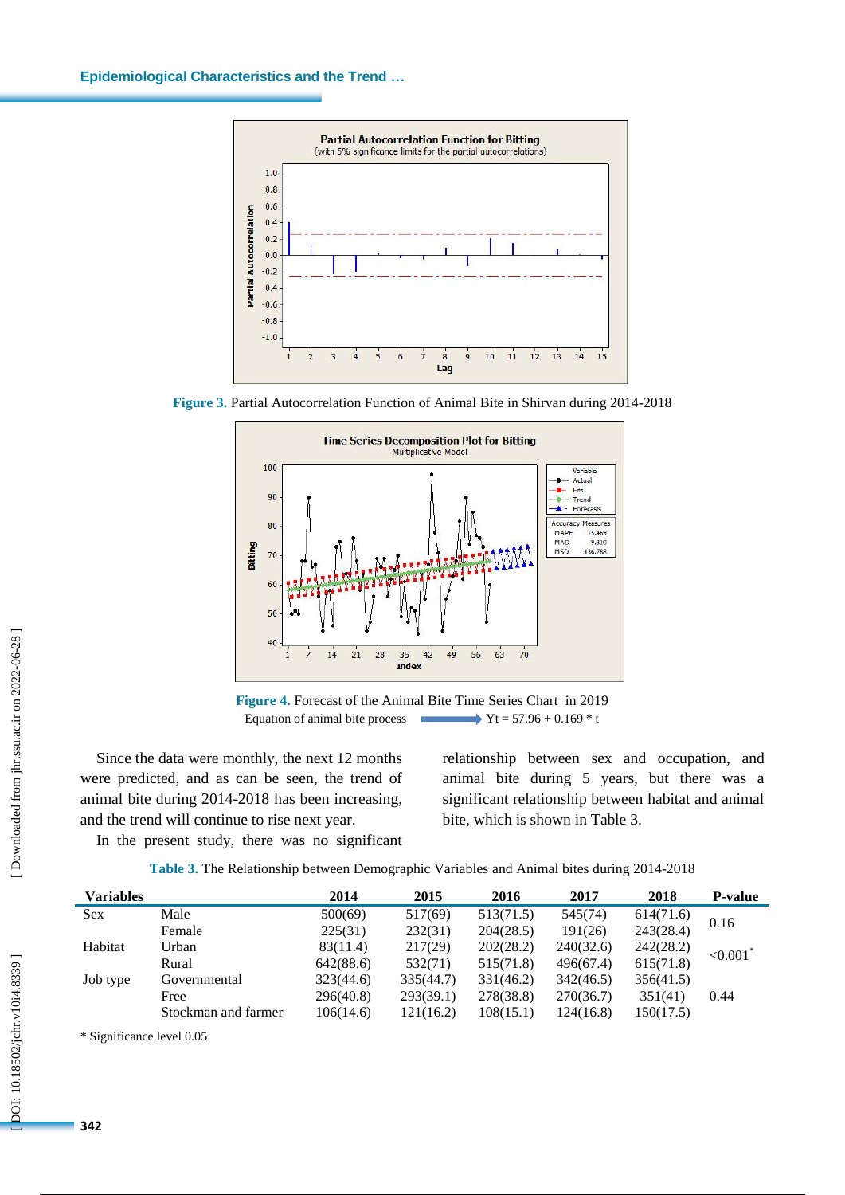Figure 3. Partial Autocorrelation Function of Animal Bite in Shirvan during 2014-2018

Figure 4. Forecast of the Animal Bite Time Series Chart in 2019

Equation of animal bite process → $Y_t = 57.96 + 0.169 * t$

Since the data were monthly, the next 12 months were predicted, and as can be seen, the trend of animal bite during 2014-2018 has been increasing, and the trend will continue to rise next year.

In the present study, there was no significant relationship between sex and occupation, and animal bite during 5 years, but there was a significant relationship between habitat and animal bite, which is shown in Table 3.

Table 3. The Relationship between Demographic Variables and Animal bites during 2014-2018

| Variables | | 2014 | 2015 | 2016 | 2017 | 2018 | P-value |
|---|---|---|---|---|---|---|---|
| Sex | Male | 500(69) | 517(69) | 513(71.5) | 545(74) | 614(71.6) | 0.16 |
| | Female | 225(31) | 232(31) | 204(28.5) | 191(26) | 243(28.4) | |
| Habitat | Urban | 83(11.4) | 217(29) | 202(28.2) | 240(32.6) | 242(28.2) | <0.001* |
| | Rural | 642(88.6) | 532(71) | 515(71.8) | 496(67.4) | 615(71.8) | |
| Job type | Governmental | 323(44.6) | 335(44.7) | 331(46.2) | 342(46.5) | 356(41.5) | 0.44 |
| | Free | 296(40.8) | 293(39.1) | 278(38.8) | 270(36.7) | 351(41) | |
| | Stockman and farmer | 106(14.6) | 121(16.2) | 108(15.1) | 124(16.8) | 150(17.5) | |

* Significance level 0.05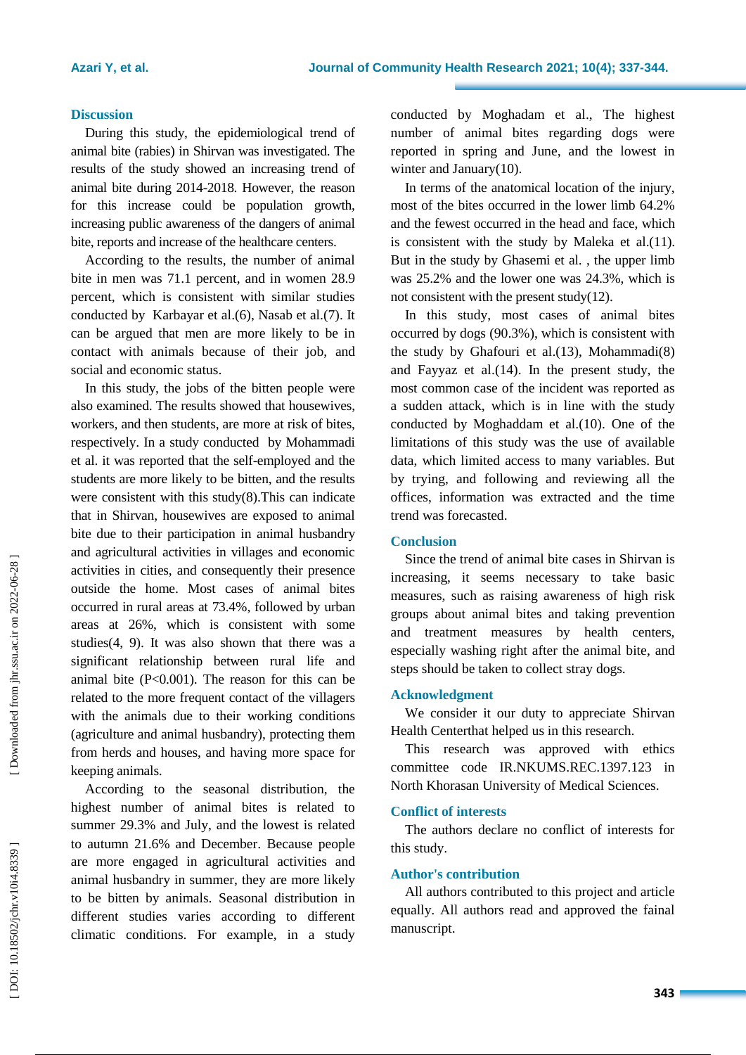## Discussion

During this study, the epidemiological trend of animal bite (rabies) in Shirvan was investigated. The results of the study showed an increasing trend of animal bite during 2014-2018. However, the reason for this increase could be population growth, increasing public awareness of the dangers of animal bite, reports and increase of the healthcare centers.

According to the results, the number of animal bite in men was 71.1 percent, and in women 28.9 percent, which is consistent with similar studies conducted by Karbayar et al.(6), Nasab et al.(7). It can be argued that men are more likely to be in contact with animals because of their job, and social and economic status.

In this study, the jobs of the bitten people were also examined. The results showed that housewives, workers, and then students, are more at risk of bites, respectively. In a study conducted by Mohammadi et al. it was reported that the self-employed and the students are more likely to be bitten, and the results were consistent with this study(8).This can indicate that in Shirvan, housewives are exposed to animal bite due to their participation in animal husbandry and agricultural activities in villages and economic activities in cities, and consequently their presence outside the home. Most cases of animal bites occurred in rural areas at 73.4%, followed by urban areas at 26%, which is consistent with some studies(4, 9). It was also shown that there was a significant relationship between rural life and animal bite ($P<0.001$). The reason for this can be related to the more frequent contact of the villagers with the animals due to their working conditions (agriculture and animal husbandry), protecting them from herds and houses, and having more space for keeping animals.

According to the seasonal distribution, the highest number of animal bites is related to summer 29.3% and July, and the lowest is related to autumn 21.6% and December. Because people are more engaged in agricultural activities and animal husbandry in summer, they are more likely to be bitten by animals. Seasonal distribution in different studies varies according to different climatic conditions. For example, in a study conducted by Moghadam et al., The highest number of animal bites regarding dogs were reported in spring and June, and the lowest in winter and January(10).

In terms of the anatomical location of the injury, most of the bites occurred in the lower limb 64.2% and the fewest occurred in the head and face, which is consistent with the study by Maleka et al.(11). But in the study by Ghasemi et al. , the upper limb was 25.2% and the lower one was 24.3%, which is not consistent with the present study(12).

In this study, most cases of animal bites occurred by dogs (90.3%), which is consistent with the study by Ghafouri et al.(13), Mohammadi(8) and Fayyaz et al.(14). In the present study, the most common case of the incident was reported as a sudden attack, which is in line with the study conducted by Moghaddam et al.(10). One of the limitations of this study was the use of available data, which limited access to many variables. But by trying, and following and reviewing all the offices, information was extracted and the time trend was forecasted.

## Conclusion

Since the trend of animal bite cases in Shirvan is increasing, it seems necessary to take basic measures, such as raising awareness of high risk groups about animal bites and taking prevention and treatment measures by health centers, especially washing right after the animal bite, and steps should be taken to collect stray dogs.

## Acknowledgment

We consider it our duty to appreciate Shirvan Health Centerthat helped us in this research.

This research was approved with ethics committee code IR.NKUMS.REC.1397.123 in North Khorasan University of Medical Sciences.

## Conflict of interests

The authors declare no conflict of interests for this study.

## Author's contribution

All authors contributed to this project and article equally. All authors read and approved the fainal manuscript.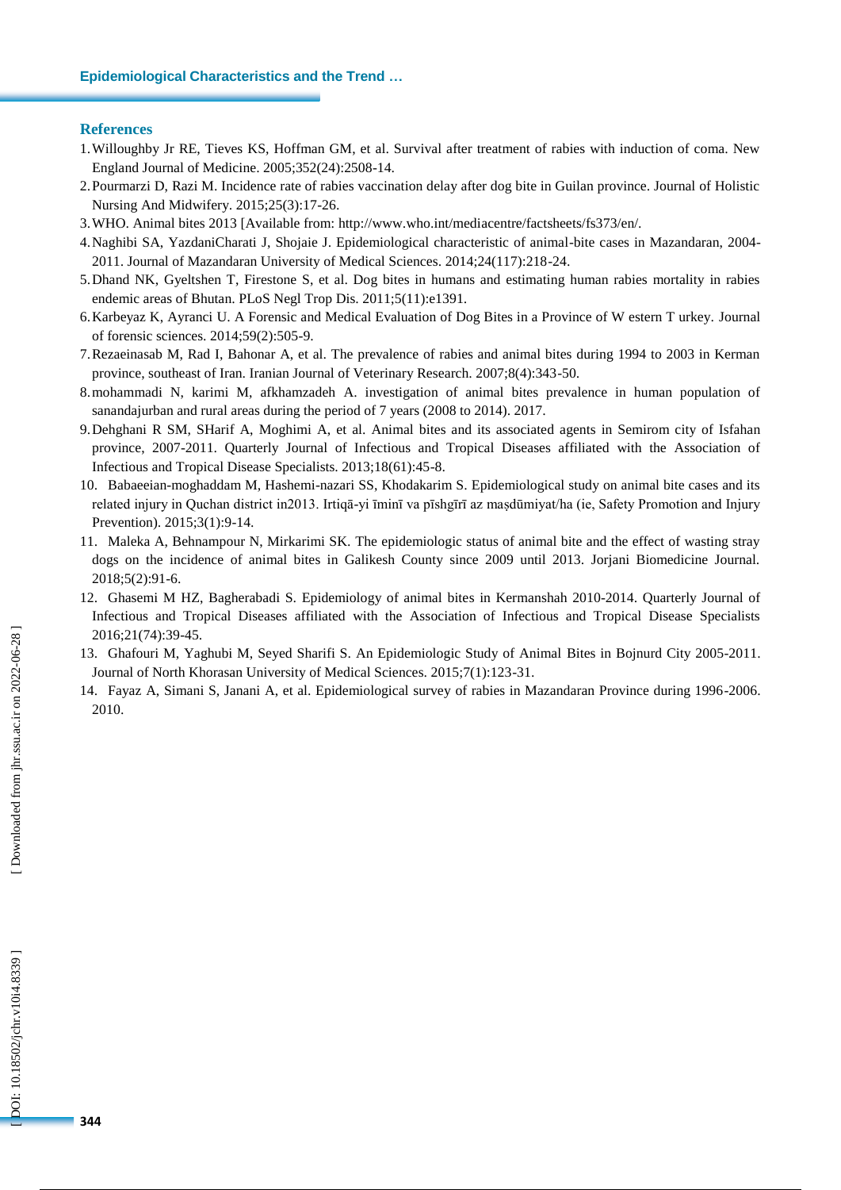## References

1. Willoughby Jr RE, Tieves KS, Hoffman GM, et al. Survival after treatment of rabies with induction of coma. New England Journal of Medicine. 2005;352(24):2508-14.
2. Pourmarzi D, Razi M. Incidence rate of rabies vaccination delay after dog bite in Guilan province. Journal of Holistic Nursing And Midwifery. 2015;25(3):17-26.
3. WHO. Animal bites 2013 [Available from: http://www.who.int/mediacentre/factsheets/fs373/en/.
4. Naghibi SA, YazdaniCharati J, Shojaie J. Epidemiological characteristic of animal-bite cases in Mazandaran, 2004-2011. Journal of Mazandaran University of Medical Sciences. 2014;24(117):218-24.
5. Dhand NK, Gyeltshen T, Firestone S, et al. Dog bites in humans and estimating human rabies mortality in rabies endemic areas of Bhutan. PLoS Negl Trop Dis. 2011;5(11):e1391.
6. Karbeyaz K, Ayranci U. A Forensic and Medical Evaluation of Dog Bites in a Province of W estern T urkey. Journal of forensic sciences. 2014;59(2):505-9.
7. Rezaeinasab M, Rad I, Bahonar A, et al. The prevalence of rabies and animal bites during 1994 to 2003 in Kerman province, southeast of Iran. Iranian Journal of Veterinary Research. 2007;8(4):343-50.
8. mohammadi N, karimi M, afkhamzadeh A. investigation of animal bites prevalence in human population of sanandajurban and rural areas during the period of 7 years (2008 to 2014). 2017.
9. Dehghani R SM, SHarif A, Moghimi A, et al. Animal bites and its associated agents in Semirom city of Isfahan province, 2007-2011. Quarterly Journal of Infectious and Tropical Diseases affiliated with the Association of Infectious and Tropical Disease Specialists. 2013;18(61):45-8.
10. Babaeeian-moghaddam M, Hashemi-nazari SS, Khodakarim S. Epidemiological study on animal bite cases and its related injury in Quchan district in2013. Irtiqā-yi īminī va pīshgīrī az maṣdūmiyat/ha (ie, Safety Promotion and Injury Prevention). 2015;3(1):9-14.
11. Maleka A, Behnampour N, Mirkarimi SK. The epidemiologic status of animal bite and the effect of wasting stray dogs on the incidence of animal bites in Galikesh County since 2009 until 2013. Jorjani Biomedicine Journal. 2018;5(2):91-6.
12. Ghasemi M HZ, Bagherabadi S. Epidemiology of animal bites in Kermanshah 2010-2014. Quarterly Journal of Infectious and Tropical Diseases affiliated with the Association of Infectious and Tropical Disease Specialists 2016;21(74):39-45.
13. Ghafouri M, Yaghubi M, Seyed Sharifi S. An Epidemiologic Study of Animal Bites in Bojnurd City 2005-2011. Journal of North Khorasan University of Medical Sciences. 2015;7(1):123-31.
14. Fayaz A, Simani S, Janani A, et al. Epidemiological survey of rabies in Mazandaran Province during 1996-2006. 2010.